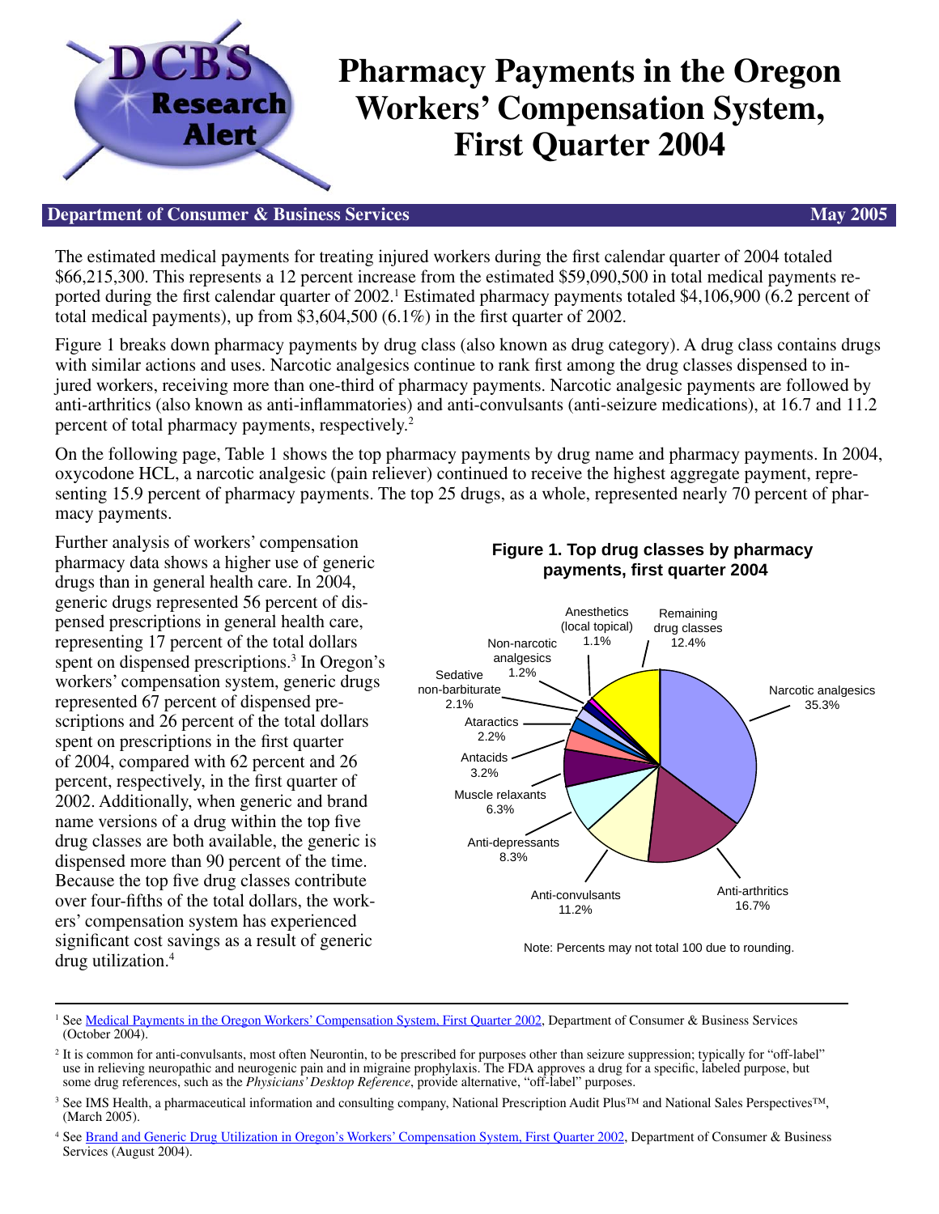# Pharmacy Payments in the Oregon Workers' Compensation System, First Quarter 2004

DCBS Research Alert

**Department of Consumer & Business Services** — **May 2005**

The estimated medical payments for treating injured workers during the first calendar quarter of 2004 totaled $66,215,300. This represents a 12 percent increase from the estimated $59,090,500 in total medical payments reported during the first calendar quarter of 2002.[1] Estimated pharmacy payments totaled $4,106,900 (6.2 percent of total medical payments), up from $3,604,500 (6.1%) in the first quarter of 2002.

Figure 1 breaks down pharmacy payments by drug class (also known as drug category). A drug class contains drugs with similar actions and uses. Narcotic analgesics continue to rank first among the drug classes dispensed to injured workers, receiving more than one-third of pharmacy payments. Narcotic analgesic payments are followed by anti-arthritics (also known as anti-inflammatories) and anti-convulsants (anti-seizure medications), at 16.7 and 11.2 percent of total pharmacy payments, respectively.[2]

On the following page, Table 1 shows the top pharmacy payments by drug name and pharmacy payments. In 2004, oxycodone HCL, a narcotic analgesic (pain reliever) continued to receive the highest aggregate payment, representing 15.9 percent of pharmacy payments. The top 25 drugs, as a whole, represented nearly 70 percent of pharmacy payments.

Further analysis of workers' compensation pharmacy data shows a higher use of generic drugs than in general health care. In 2004, generic drugs represented 56 percent of dispensed prescriptions in general health care, representing 17 percent of the total dollars spent on dispensed prescriptions.[3] In Oregon's workers' compensation system, generic drugs represented 67 percent of dispensed prescriptions and 26 percent of the total dollars spent on prescriptions in the first quarter of 2004, compared with 62 percent and 26 percent, respectively, in the first quarter of 2002. Additionally, when generic and brand name versions of a drug within the top five drug classes are both available, the generic is dispensed more than 90 percent of the time. Because the top five drug classes contribute over four-fifths of the total dollars, the workers' compensation system has experienced significant cost savings as a result of generic drug utilization.[4]

**Figure 1. Top drug classes by pharmacy payments, first quarter 2004**

| Drug class | Percent |
|---|---|
| Narcotic analgesics | 35.3% |
| Anti-arthritics | 16.7% |
| Anti-convulsants | 11.2% |
| Anti-depressants | 8.3% |
| Muscle relaxants | 6.3% |
| Antacids | 3.2% |
| Ataractics | 2.2% |
| Sedative non-barbiturate | 2.1% |
| Non-narcotic analgesics | 1.2% |
| Anesthetics (local topical) | 1.1% |
| Remaining drug classes | 12.4% |

Note: Percents may not total 100 due to rounding.

---

[1] See Medical Payments in the Oregon Workers' Compensation System, First Quarter 2002, Department of Consumer & Business Services (October 2004).

[2] It is common for anti-convulsants, most often Neurontin, to be prescribed for purposes other than seizure suppression; typically for "off-label" use in relieving neuropathic and neurogenic pain and in migraine prophylaxis. The FDA approves a drug for a specific, labeled purpose, but some drug references, such as the *Physicians' Desktop Reference*, provide alternative, "off-label" purposes.

[3] See IMS Health, a pharmaceutical information and consulting company, National Prescription Audit Plus™ and National Sales Perspectives™, (March 2005).

[4] See Brand and Generic Drug Utilization in Oregon's Workers' Compensation System, First Quarter 2002, Department of Consumer & Business Services (August 2004).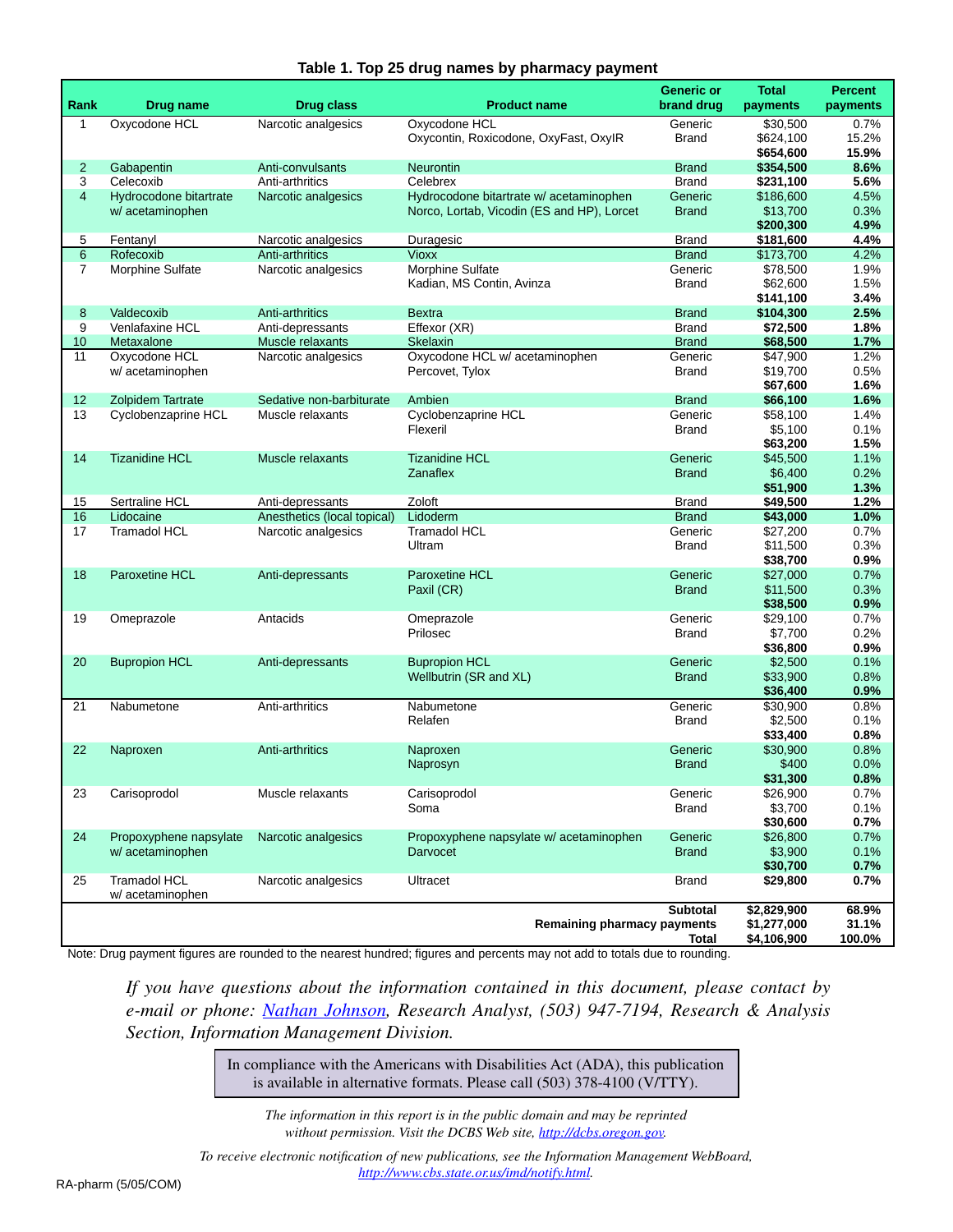**Table 1. Top 25 drug names by pharmacy payment**

| Rank | Drug name | Drug class | Product name | Generic or brand drug | Total payments | Percent payments |
|---|---|---|---|---|---|---|
| 1 | Oxycodone HCL | Narcotic analgesics | Oxycodone HCL | Generic | $30,500 | 0.7% |
| | | | Oxycontin, Roxicodone, OxyFast, OxyIR | Brand | $624,100 | 15.2% |
| | | | | | **$654,600** | **15.9%** |
| 2 | Gabapentin | Anti-convulsants | Neurontin | Brand | **$354,500** | **8.6%** |
| 3 | Celecoxib | Anti-arthritics | Celebrex | Brand | **$231,100** | **5.6%** |
| 4 | Hydrocodone bitartrate w/ acetaminophen | Narcotic analgesics | Hydrocodone bitartrate w/ acetaminophen | Generic | $186,600 | 4.5% |
| | | | Norco, Lortab, Vicodin (ES and HP), Lorcet | Brand | $13,700 | 0.3% |
| | | | | | **$200,300** | **4.9%** |
| 5 | Fentanyl | Narcotic analgesics | Duragesic | Brand | **$181,600** | **4.4%** |
| 6 | Rofecoxib | Anti-arthritics | Vioxx | Brand | $173,700 | 4.2% |
| 7 | Morphine Sulfate | Narcotic analgesics | Morphine Sulfate | Generic | $78,500 | 1.9% |
| | | | Kadian, MS Contin, Avinza | Brand | $62,600 | 1.5% |
| | | | | | **$141,100** | **3.4%** |
| 8 | Valdecoxib | Anti-arthritics | Bextra | Brand | **$104,300** | **2.5%** |
| 9 | Venlafaxine HCL | Anti-depressants | Effexor (XR) | Brand | **$72,500** | **1.8%** |
| 10 | Metaxalone | Muscle relaxants | Skelaxin | Brand | **$68,500** | **1.7%** |
| 11 | Oxycodone HCL w/ acetaminophen | Narcotic analgesics | Oxycodone HCL w/ acetaminophen | Generic | $47,900 | 1.2% |
| | | | Percovet, Tylox | Brand | $19,700 | 0.5% |
| | | | | | **$67,600** | **1.6%** |
| 12 | Zolpidem Tartrate | Sedative non-barbiturate | Ambien | Brand | **$66,100** | **1.6%** |
| 13 | Cyclobenzaprine HCL | Muscle relaxants | Cyclobenzaprine HCL | Generic | $58,100 | 1.4% |
| | | | Flexeril | Brand | $5,100 | 0.1% |
| | | | | | **$63,200** | **1.5%** |
| 14 | Tizanidine HCL | Muscle relaxants | Tizanidine HCL | Generic | $45,500 | 1.1% |
| | | | Zanaflex | Brand | $6,400 | 0.2% |
| | | | | | **$51,900** | **1.3%** |
| 15 | Sertraline HCL | Anti-depressants | Zoloft | Brand | **$49,500** | **1.2%** |
| 16 | Lidocaine | Anesthetics (local topical) | Lidoderm | Brand | **$43,000** | **1.0%** |
| 17 | Tramadol HCL | Narcotic analgesics | Tramadol HCL | Generic | $27,200 | 0.7% |
| | | | Ultram | Brand | $11,500 | 0.3% |
| | | | | | **$38,700** | **0.9%** |
| 18 | Paroxetine HCL | Anti-depressants | Paroxetine HCL | Generic | $27,000 | 0.7% |
| | | | Paxil (CR) | Brand | $11,500 | 0.3% |
| | | | | | **$38,500** | **0.9%** |
| 19 | Omeprazole | Antacids | Omeprazole | Generic | $29,100 | 0.7% |
| | | | Prilosec | Brand | $7,700 | 0.2% |
| | | | | | **$36,800** | **0.9%** |
| 20 | Bupropion HCL | Anti-depressants | Bupropion HCL | Generic | $2,500 | 0.1% |
| | | | Wellbutrin (SR and XL) | Brand | $33,900 | 0.8% |
| | | | | | **$36,400** | **0.9%** |
| 21 | Nabumetone | Anti-arthritics | Nabumetone | Generic | $30,900 | 0.8% |
| | | | Relafen | Brand | $2,500 | 0.1% |
| | | | | | **$33,400** | **0.8%** |
| 22 | Naproxen | Anti-arthritics | Naproxen | Generic | $30,900 | 0.8% |
| | | | Naprosyn | Brand | $400 | 0.0% |
| | | | | | **$31,300** | **0.8%** |
| 23 | Carisoprodol | Muscle relaxants | Carisoprodol | Generic | $26,900 | 0.7% |
| | | | Soma | Brand | $3,700 | 0.1% |
| | | | | | **$30,600** | **0.7%** |
| 24 | Propoxyphene napsylate w/ acetaminophen | Narcotic analgesics | Propoxyphene napsylate w/ acetaminophen | Generic | $26,800 | 0.7% |
| | | | Darvocet | Brand | $3,900 | 0.1% |
| | | | | | **$30,700** | **0.7%** |
| 25 | Tramadol HCL w/ acetaminophen | Narcotic analgesics | Ultracet | Brand | **$29,800** | **0.7%** |
| | | | | **Subtotal** | **$2,829,900** | **68.9%** |
| | | | | **Remaining pharmacy payments** | **$1,277,000** | **31.1%** |
| | | | | **Total** | **$4,106,900** | **100.0%** |

Note: Drug payment figures are rounded to the nearest hundred; figures and percents may not add to totals due to rounding.

*If you have questions about the information contained in this document, please contact by e-mail or phone: Nathan Johnson, Research Analyst, (503) 947-7194, Research & Analysis Section, Information Management Division.*

In compliance with the Americans with Disabilities Act (ADA), this publication is available in alternative formats. Please call (503) 378-4100 (V/TTY).

*The information in this report is in the public domain and may be reprinted without permission. Visit the DCBS Web site, http://dcbs.oregon.gov.*

*To receive electronic notification of new publications, see the Information Management WebBoard, http://www.cbs.state.or.us/imd/notify.html.*

RA-pharm (5/05/COM)